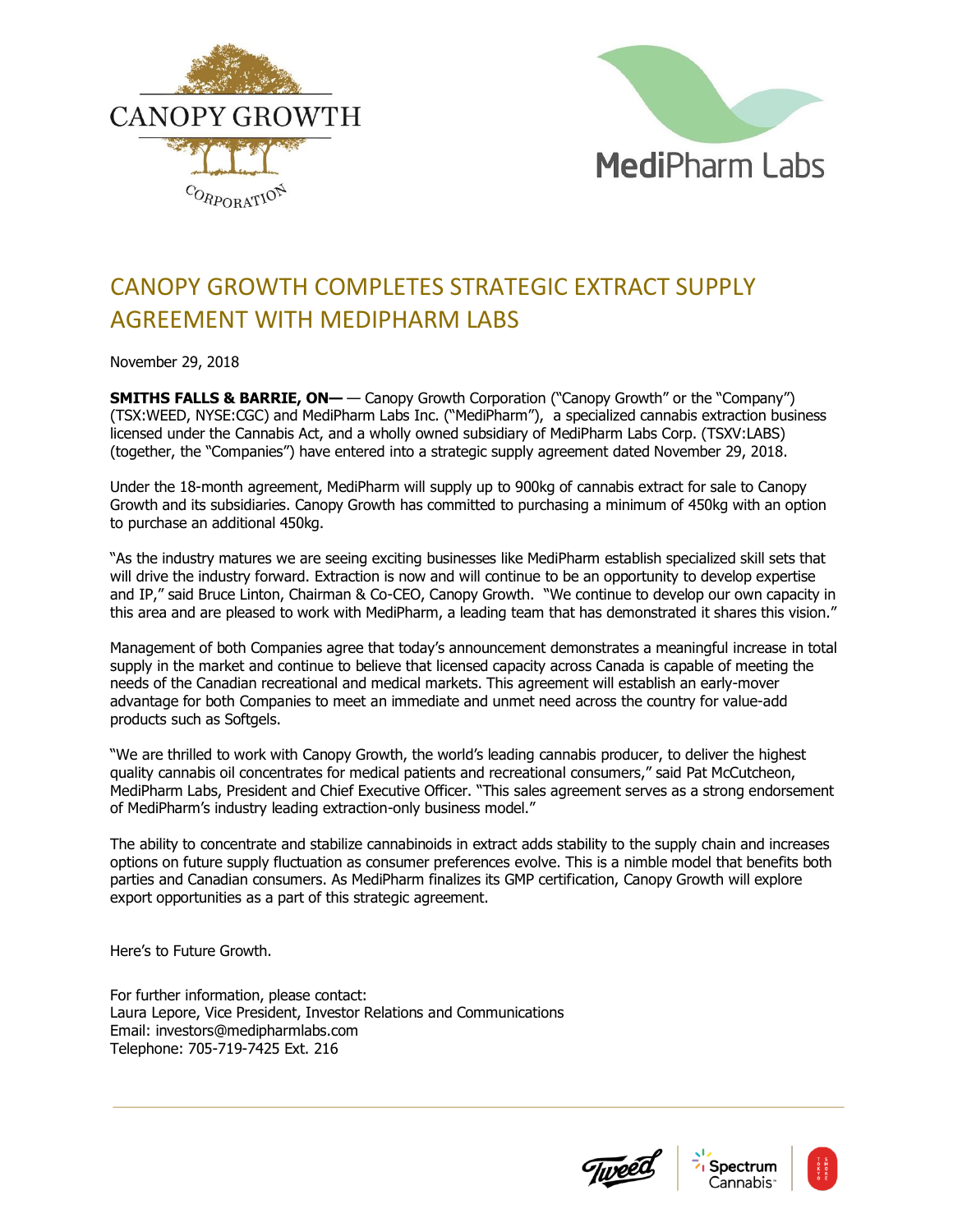# CANOPY GROWTH COMPLETES STRATEGIC EXTRACT SUPPLY AGREEMENT WITH MEDIPHARM LABS

November 29, 2018

**SMITHS FALLS & BARRIE, ON—** — Canopy Growth Corporation ("Canopy Growth" or the "Company") (TSX:WEED, NYSE:CGC) and MediPharm Labs Inc. ("MediPharm"), a specialized cannabis extraction business licensed under the Cannabis Act, and a wholly owned subsidiary of MediPharm Labs Corp. (TSXV:LABS) (together, the "Companies") have entered into a strategic supply agreement dated November 29, 2018.

Under the 18-month agreement, MediPharm will supply up to 900kg of cannabis extract for sale to Canopy Growth and its subsidiaries. Canopy Growth has committed to purchasing a minimum of 450kg with an option to purchase an additional 450kg.

"As the industry matures we are seeing exciting businesses like MediPharm establish specialized skill sets that will drive the industry forward. Extraction is now and will continue to be an opportunity to develop expertise and IP," said Bruce Linton, Chairman & Co-CEO, Canopy Growth. "We continue to develop our own capacity in this area and are pleased to work with MediPharm, a leading team that has demonstrated it shares this vision."

Management of both Companies agree that today's announcement demonstrates a meaningful increase in total supply in the market and continue to believe that licensed capacity across Canada is capable of meeting the needs of the Canadian recreational and medical markets. This agreement will establish an early-mover advantage for both Companies to meet an immediate and unmet need across the country for value-add products such as Softgels.

"We are thrilled to work with Canopy Growth, the world's leading cannabis producer, to deliver the highest quality cannabis oil concentrates for medical patients and recreational consumers," said Pat McCutcheon, MediPharm Labs, President and Chief Executive Officer. "This sales agreement serves as a strong endorsement of MediPharm's industry leading extraction-only business model."

The ability to concentrate and stabilize cannabinoids in extract adds stability to the supply chain and increases options on future supply fluctuation as consumer preferences evolve. This is a nimble model that benefits both parties and Canadian consumers. As MediPharm finalizes its GMP certification, Canopy Growth will explore export opportunities as a part of this strategic agreement.

Here's to Future Growth.

For further information, please contact:
Laura Lepore, Vice President, Investor Relations and Communications
Email: investors@medipharmlabs.com
Telephone: 705-719-7425 Ext. 216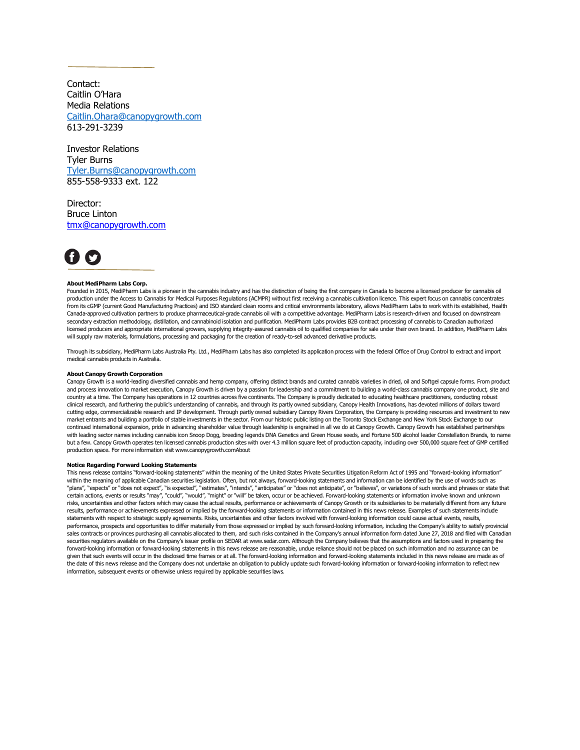Contact:
Caitlin O'Hara
Media Relations
Caitlin.Ohara@canopygrowth.com
613-291-3239

Investor Relations
Tyler Burns
Tyler.Burns@canopygrowth.com
855-558-9333 ext. 122

Director:
Bruce Linton
tmx@canopygrowth.com

**About MediPharm Labs Corp.**
Founded in 2015, MediPharm Labs is a pioneer in the cannabis industry and has the distinction of being the first company in Canada to become a licensed producer for cannabis oil production under the Access to Cannabis for Medical Purposes Regulations (ACMPR) without first receiving a cannabis cultivation licence. This expert focus on cannabis concentrates from its cGMP (current Good Manufacturing Practices) and ISO standard clean rooms and critical environments laboratory, allows MediPharm Labs to work with its established, Health Canada-approved cultivation partners to produce pharmaceutical-grade cannabis oil with a competitive advantage. MediPharm Labs is research-driven and focused on downstream secondary extraction methodology, distillation, and cannabinoid isolation and purification. MediPharm Labs provides B2B contract processing of cannabis to Canadian authorized licensed producers and appropriate international growers, supplying integrity-assured cannabis oil to qualified companies for sale under their own brand. In addition, MediPharm Labs will supply raw materials, formulations, processing and packaging for the creation of ready-to-sell advanced derivative products.

Through its subsidiary, MediPharm Labs Australia Pty. Ltd., MediPharm Labs has also completed its application process with the federal Office of Drug Control to extract and import medical cannabis products in Australia.

**About Canopy Growth Corporation**
Canopy Growth is a world-leading diversified cannabis and hemp company, offering distinct brands and curated cannabis varieties in dried, oil and Softgel capsule forms. From product and process innovation to market execution, Canopy Growth is driven by a passion for leadership and a commitment to building a world-class cannabis company one product, site and country at a time. The Company has operations in 12 countries across five continents. The Company is proudly dedicated to educating healthcare practitioners, conducting robust clinical research, and furthering the public's understanding of cannabis, and through its partly owned subsidiary, Canopy Health Innovations, has devoted millions of dollars toward cutting edge, commercializable research and IP development. Through partly owned subsidiary Canopy Rivers Corporation, the Company is providing resources and investment to new market entrants and building a portfolio of stable investments in the sector. From our historic public listing on the Toronto Stock Exchange and New York Stock Exchange to our continued international expansion, pride in advancing shareholder value through leadership is engrained in all we do at Canopy Growth. Canopy Growth has established partnerships with leading sector names including cannabis icon Snoop Dogg, breeding legends DNA Genetics and Green House seeds, and Fortune 500 alcohol leader Constellation Brands, to name but a few. Canopy Growth operates ten licensed cannabis production sites with over 4.3 million square feet of production capacity, including over 500,000 square feet of GMP certified production space. For more information visit www.canopygrowth.comAbout

**Notice Regarding Forward Looking Statements**
This news release contains "forward-looking statements" within the meaning of the United States Private Securities Litigation Reform Act of 1995 and "forward-looking information" within the meaning of applicable Canadian securities legislation. Often, but not always, forward-looking statements and information can be identified by the use of words such as "plans", "expects" or "does not expect", "is expected", "estimates", "intends", "anticipates" or "does not anticipate", or "believes", or variations of such words and phrases or state that certain actions, events or results "may", "could", "would", "might" or "will" be taken, occur or be achieved. Forward-looking statements or information involve known and unknown risks, uncertainties and other factors which may cause the actual results, performance or achievements of Canopy Growth or its subsidiaries to be materially different from any future results, performance or achievements expressed or implied by the forward-looking statements or information contained in this news release. Examples of such statements include statements with respect to strategic supply agreements. Risks, uncertainties and other factors involved with forward-looking information could cause actual events, results, performance, prospects and opportunities to differ materially from those expressed or implied by such forward-looking information, including the Company's ability to satisfy provincial sales contracts or provinces purchasing all cannabis allocated to them, and such risks contained in the Company's annual information form dated June 27, 2018 and filed with Canadian securities regulators available on the Company's issuer profile on SEDAR at www.sedar.com. Although the Company believes that the assumptions and factors used in preparing the forward-looking information or forward-looking statements in this news release are reasonable, undue reliance should not be placed on such information and no assurance can be given that such events will occur in the disclosed time frames or at all. The forward-looking information and forward-looking statements included in this news release are made as of the date of this news release and the Company does not undertake an obligation to publicly update such forward-looking information or forward-looking information to reflect new information, subsequent events or otherwise unless required by applicable securities laws.